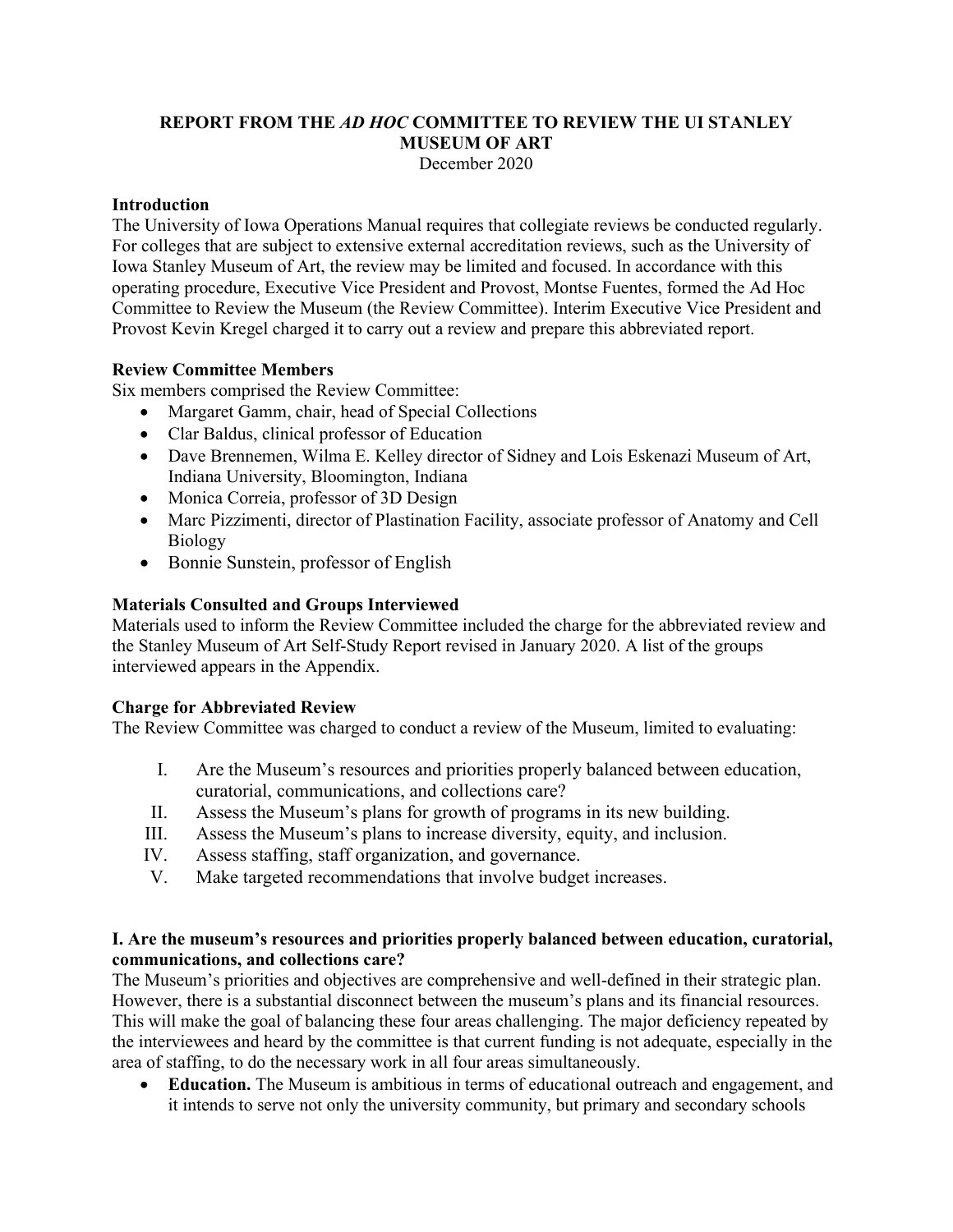# REPORT FROM THE *AD HOC* COMMITTEE TO REVIEW THE UI STANLEY MUSEUM OF ART

December 2020

## Introduction

The University of Iowa Operations Manual requires that collegiate reviews be conducted regularly. For colleges that are subject to extensive external accreditation reviews, such as the University of Iowa Stanley Museum of Art, the review may be limited and focused. In accordance with this operating procedure, Executive Vice President and Provost, Montse Fuentes, formed the Ad Hoc Committee to Review the Museum (the Review Committee). Interim Executive Vice President and Provost Kevin Kregel charged it to carry out a review and prepare this abbreviated report.

## Review Committee Members

Six members comprised the Review Committee:

- Margaret Gamm, chair, head of Special Collections
- Clar Baldus, clinical professor of Education
- Dave Brennemen, Wilma E. Kelley director of Sidney and Lois Eskenazi Museum of Art, Indiana University, Bloomington, Indiana
- Monica Correia, professor of 3D Design
- Marc Pizzimenti, director of Plastination Facility, associate professor of Anatomy and Cell Biology
- Bonnie Sunstein, professor of English

## Materials Consulted and Groups Interviewed

Materials used to inform the Review Committee included the charge for the abbreviated review and the Stanley Museum of Art Self-Study Report revised in January 2020. A list of the groups interviewed appears in the Appendix.

## Charge for Abbreviated Review

The Review Committee was charged to conduct a review of the Museum, limited to evaluating:

I. Are the Museum's resources and priorities properly balanced between education, curatorial, communications, and collections care?
II. Assess the Museum's plans for growth of programs in its new building.
III. Assess the Museum's plans to increase diversity, equity, and inclusion.
IV. Assess staffing, staff organization, and governance.
V. Make targeted recommendations that involve budget increases.

## I. Are the museum's resources and priorities properly balanced between education, curatorial, communications, and collections care?

The Museum's priorities and objectives are comprehensive and well-defined in their strategic plan. However, there is a substantial disconnect between the museum's plans and its financial resources. This will make the goal of balancing these four areas challenging. The major deficiency repeated by the interviewees and heard by the committee is that current funding is not adequate, especially in the area of staffing, to do the necessary work in all four areas simultaneously.

- **Education.** The Museum is ambitious in terms of educational outreach and engagement, and it intends to serve not only the university community, but primary and secondary schools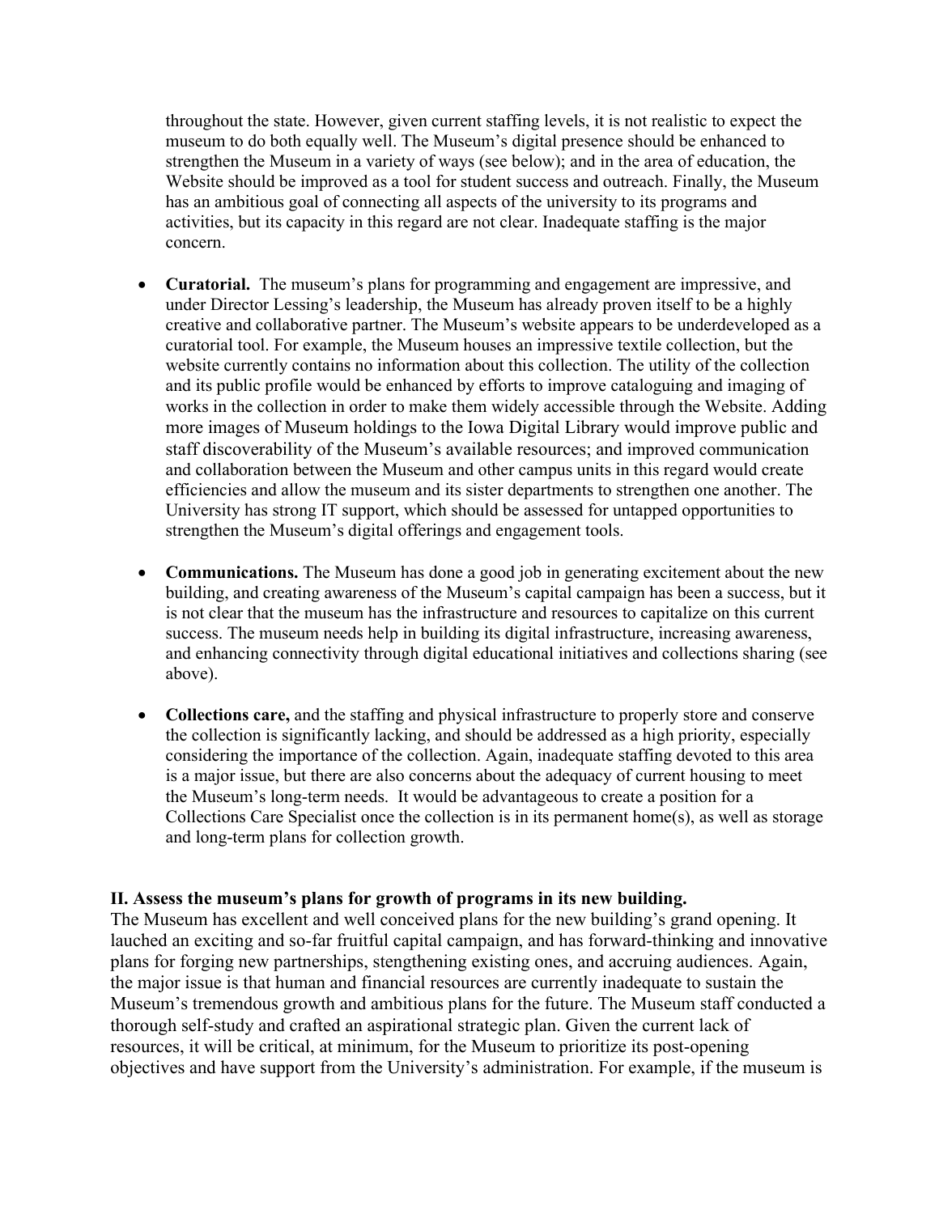throughout the state. However, given current staffing levels, it is not realistic to expect the museum to do both equally well. The Museum's digital presence should be enhanced to strengthen the Museum in a variety of ways (see below); and in the area of education, the Website should be improved as a tool for student success and outreach. Finally, the Museum has an ambitious goal of connecting all aspects of the university to its programs and activities, but its capacity in this regard are not clear. Inadequate staffing is the major concern.

- **Curatorial.** The museum's plans for programming and engagement are impressive, and under Director Lessing's leadership, the Museum has already proven itself to be a highly creative and collaborative partner. The Museum's website appears to be underdeveloped as a curatorial tool. For example, the Museum houses an impressive textile collection, but the website currently contains no information about this collection. The utility of the collection and its public profile would be enhanced by efforts to improve cataloguing and imaging of works in the collection in order to make them widely accessible through the Website. Adding more images of Museum holdings to the Iowa Digital Library would improve public and staff discoverability of the Museum's available resources; and improved communication and collaboration between the Museum and other campus units in this regard would create efficiencies and allow the museum and its sister departments to strengthen one another. The University has strong IT support, which should be assessed for untapped opportunities to strengthen the Museum's digital offerings and engagement tools.

- **Communications.** The Museum has done a good job in generating excitement about the new building, and creating awareness of the Museum's capital campaign has been a success, but it is not clear that the museum has the infrastructure and resources to capitalize on this current success. The museum needs help in building its digital infrastructure, increasing awareness, and enhancing connectivity through digital educational initiatives and collections sharing (see above).

- **Collections care,** and the staffing and physical infrastructure to properly store and conserve the collection is significantly lacking, and should be addressed as a high priority, especially considering the importance of the collection. Again, inadequate staffing devoted to this area is a major issue, but there are also concerns about the adequacy of current housing to meet the Museum's long-term needs. It would be advantageous to create a position for a Collections Care Specialist once the collection is in its permanent home(s), as well as storage and long-term plans for collection growth.

**II. Assess the museum's plans for growth of programs in its new building.**

The Museum has excellent and well conceived plans for the new building's grand opening. It lauched an exciting and so-far fruitful capital campaign, and has forward-thinking and innovative plans for forging new partnerships, stengthening existing ones, and accruing audiences. Again, the major issue is that human and financial resources are currently inadequate to sustain the Museum's tremendous growth and ambitious plans for the future. The Museum staff conducted a thorough self-study and crafted an aspirational strategic plan. Given the current lack of resources, it will be critical, at minimum, for the Museum to prioritize its post-opening objectives and have support from the University's administration. For example, if the museum is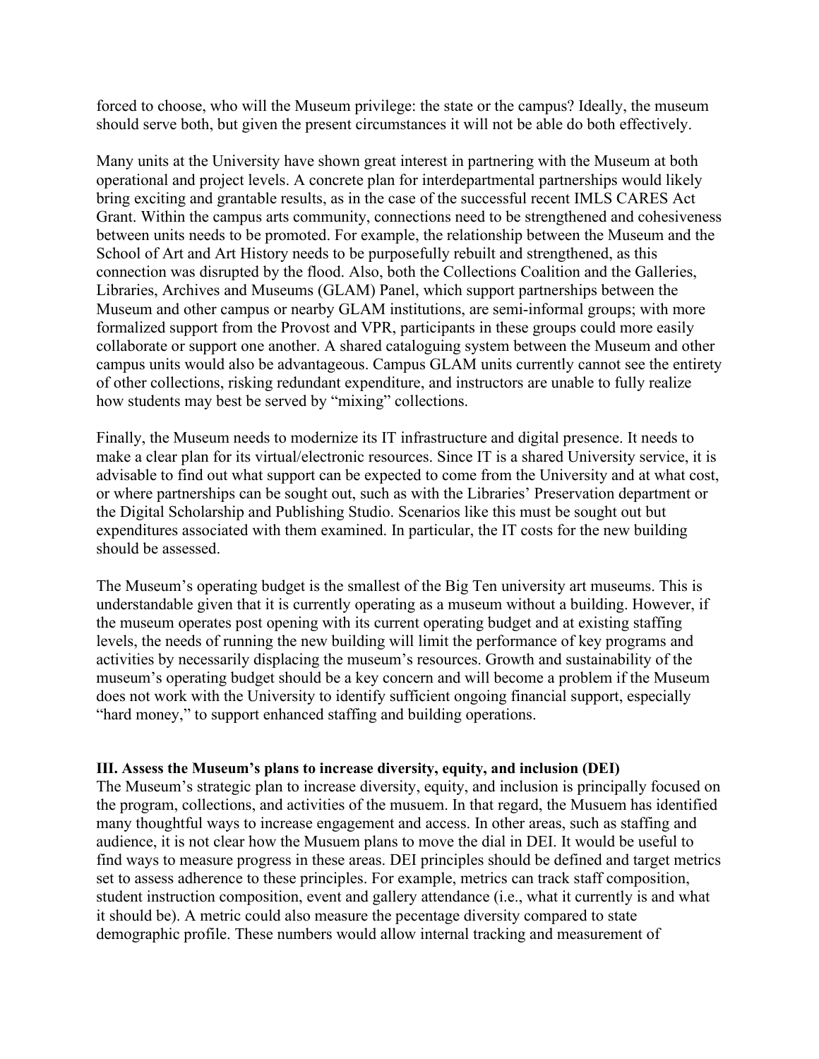forced to choose, who will the Museum privilege: the state or the campus? Ideally, the museum should serve both, but given the present circumstances it will not be able do both effectively.

Many units at the University have shown great interest in partnering with the Museum at both operational and project levels. A concrete plan for interdepartmental partnerships would likely bring exciting and grantable results, as in the case of the successful recent IMLS CARES Act Grant. Within the campus arts community, connections need to be strengthened and cohesiveness between units needs to be promoted. For example, the relationship between the Museum and the School of Art and Art History needs to be purposefully rebuilt and strengthened, as this connection was disrupted by the flood. Also, both the Collections Coalition and the Galleries, Libraries, Archives and Museums (GLAM) Panel, which support partnerships between the Museum and other campus or nearby GLAM institutions, are semi-informal groups; with more formalized support from the Provost and VPR, participants in these groups could more easily collaborate or support one another. A shared cataloguing system between the Museum and other campus units would also be advantageous. Campus GLAM units currently cannot see the entirety of other collections, risking redundant expenditure, and instructors are unable to fully realize how students may best be served by "mixing" collections.

Finally, the Museum needs to modernize its IT infrastructure and digital presence. It needs to make a clear plan for its virtual/electronic resources. Since IT is a shared University service, it is advisable to find out what support can be expected to come from the University and at what cost, or where partnerships can be sought out, such as with the Libraries' Preservation department or the Digital Scholarship and Publishing Studio. Scenarios like this must be sought out but expenditures associated with them examined. In particular, the IT costs for the new building should be assessed.

The Museum's operating budget is the smallest of the Big Ten university art museums. This is understandable given that it is currently operating as a museum without a building. However, if the museum operates post opening with its current operating budget and at existing staffing levels, the needs of running the new building will limit the performance of key programs and activities by necessarily displacing the museum's resources. Growth and sustainability of the museum's operating budget should be a key concern and will become a problem if the Museum does not work with the University to identify sufficient ongoing financial support, especially "hard money," to support enhanced staffing and building operations.

## III. Assess the Museum's plans to increase diversity, equity, and inclusion (DEI)

The Museum's strategic plan to increase diversity, equity, and inclusion is principally focused on the program, collections, and activities of the musuem. In that regard, the Musuem has identified many thoughtful ways to increase engagement and access. In other areas, such as staffing and audience, it is not clear how the Musuem plans to move the dial in DEI. It would be useful to find ways to measure progress in these areas. DEI principles should be defined and target metrics set to assess adherence to these principles. For example, metrics can track staff composition, student instruction composition, event and gallery attendance (i.e., what it currently is and what it should be). A metric could also measure the pecentage diversity compared to state demographic profile. These numbers would allow internal tracking and measurement of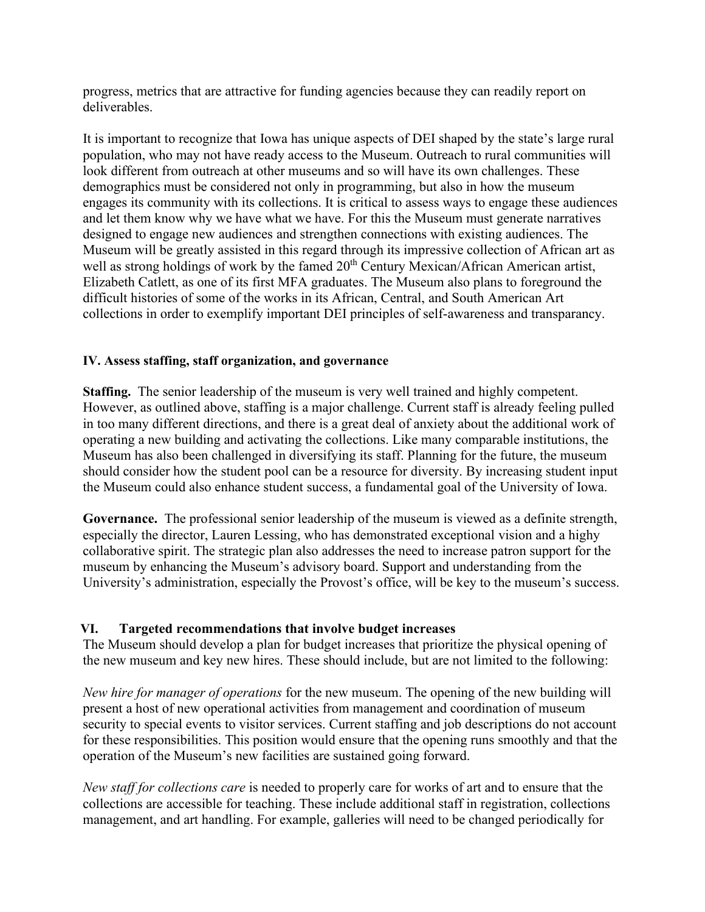progress, metrics that are attractive for funding agencies because they can readily report on deliverables.

It is important to recognize that Iowa has unique aspects of DEI shaped by the state's large rural population, who may not have ready access to the Museum. Outreach to rural communities will look different from outreach at other museums and so will have its own challenges. These demographics must be considered not only in programming, but also in how the museum engages its community with its collections. It is critical to assess ways to engage these audiences and let them know why we have what we have. For this the Museum must generate narratives designed to engage new audiences and strengthen connections with existing audiences. The Museum will be greatly assisted in this regard through its impressive collection of African art as well as strong holdings of work by the famed 20th Century Mexican/African American artist, Elizabeth Catlett, as one of its first MFA graduates. The Museum also plans to foreground the difficult histories of some of the works in its African, Central, and South American Art collections in order to exemplify important DEI principles of self-awareness and transparancy.

### IV. Assess staffing, staff organization, and governance

**Staffing.** The senior leadership of the museum is very well trained and highly competent. However, as outlined above, staffing is a major challenge. Current staff is already feeling pulled in too many different directions, and there is a great deal of anxiety about the additional work of operating a new building and activating the collections. Like many comparable institutions, the Museum has also been challenged in diversifying its staff. Planning for the future, the museum should consider how the student pool can be a resource for diversity. By increasing student input the Museum could also enhance student success, a fundamental goal of the University of Iowa.

**Governance.** The professional senior leadership of the museum is viewed as a definite strength, especially the director, Lauren Lessing, who has demonstrated exceptional vision and a highy collaborative spirit. The strategic plan also addresses the need to increase patron support for the museum by enhancing the Museum's advisory board. Support and understanding from the University's administration, especially the Provost's office, will be key to the museum's success.

### VI. Targeted recommendations that involve budget increases

The Museum should develop a plan for budget increases that prioritize the physical opening of the new museum and key new hires. These should include, but are not limited to the following:

*New hire for manager of operations* for the new museum. The opening of the new building will present a host of new operational activities from management and coordination of museum security to special events to visitor services. Current staffing and job descriptions do not account for these responsibilities. This position would ensure that the opening runs smoothly and that the operation of the Museum's new facilities are sustained going forward.

*New staff for collections care* is needed to properly care for works of art and to ensure that the collections are accessible for teaching. These include additional staff in registration, collections management, and art handling. For example, galleries will need to be changed periodically for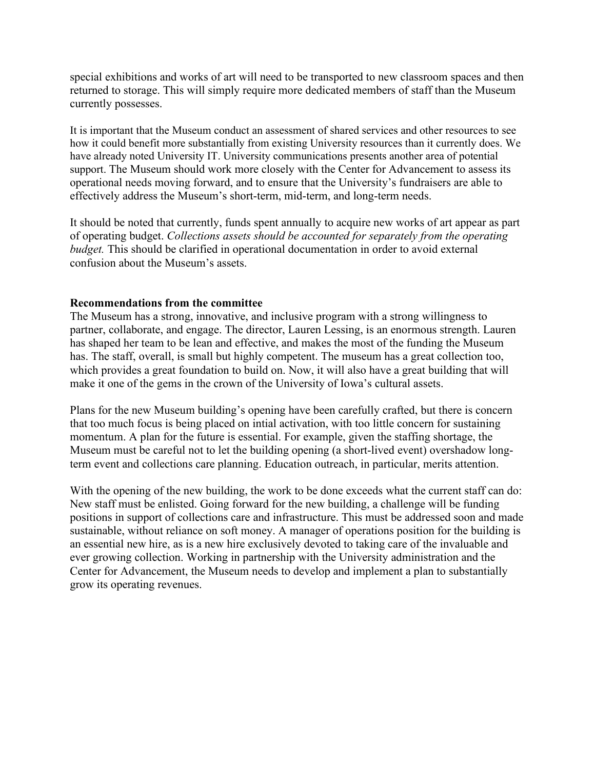special exhibitions and works of art will need to be transported to new classroom spaces and then returned to storage. This will simply require more dedicated members of staff than the Museum currently possesses.

It is important that the Museum conduct an assessment of shared services and other resources to see how it could benefit more substantially from existing University resources than it currently does. We have already noted University IT. University communications presents another area of potential support. The Museum should work more closely with the Center for Advancement to assess its operational needs moving forward, and to ensure that the University's fundraisers are able to effectively address the Museum's short-term, mid-term, and long-term needs.

It should be noted that currently, funds spent annually to acquire new works of art appear as part of operating budget. *Collections assets should be accounted for separately from the operating budget.* This should be clarified in operational documentation in order to avoid external confusion about the Museum's assets.

**Recommendations from the committee**

The Museum has a strong, innovative, and inclusive program with a strong willingness to partner, collaborate, and engage. The director, Lauren Lessing, is an enormous strength. Lauren has shaped her team to be lean and effective, and makes the most of the funding the Museum has. The staff, overall, is small but highly competent. The museum has a great collection too, which provides a great foundation to build on. Now, it will also have a great building that will make it one of the gems in the crown of the University of Iowa's cultural assets.

Plans for the new Museum building's opening have been carefully crafted, but there is concern that too much focus is being placed on intial activation, with too little concern for sustaining momentum. A plan for the future is essential. For example, given the staffing shortage, the Museum must be careful not to let the building opening (a short-lived event) overshadow long-term event and collections care planning. Education outreach, in particular, merits attention.

With the opening of the new building, the work to be done exceeds what the current staff can do: New staff must be enlisted. Going forward for the new building, a challenge will be funding positions in support of collections care and infrastructure. This must be addressed soon and made sustainable, without reliance on soft money. A manager of operations position for the building is an essential new hire, as is a new hire exclusively devoted to taking care of the invaluable and ever growing collection. Working in partnership with the University administration and the Center for Advancement, the Museum needs to develop and implement a plan to substantially grow its operating revenues.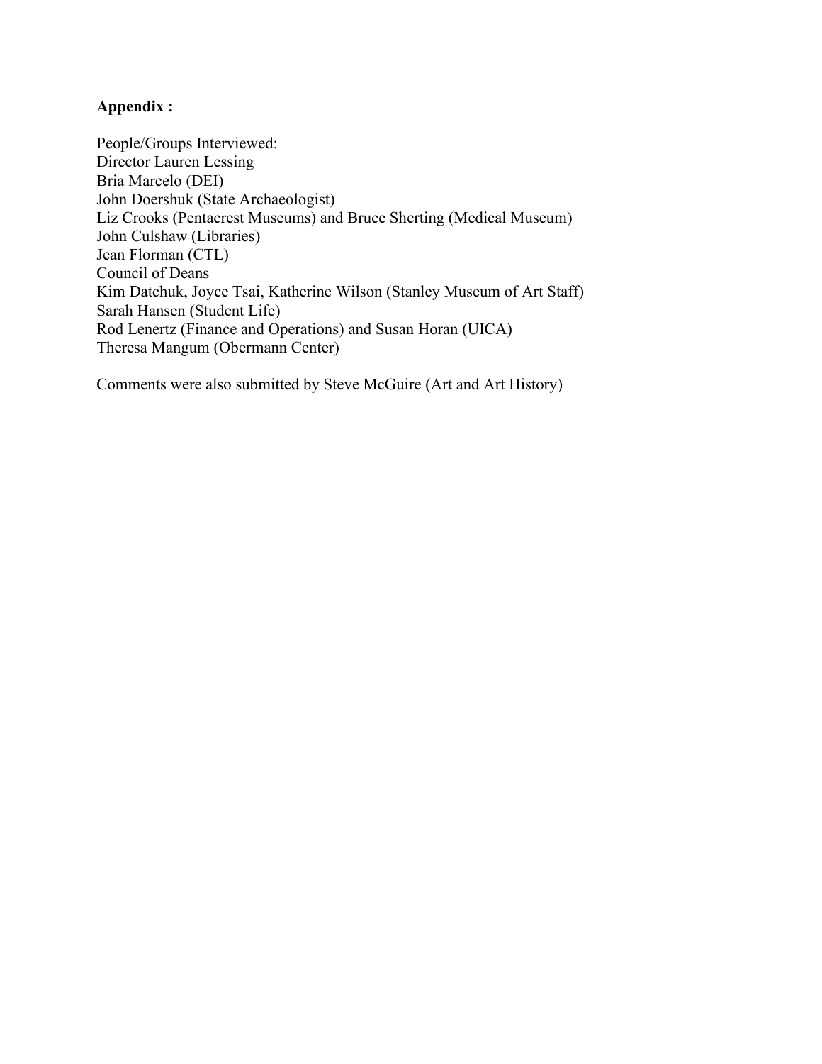**Appendix :**

People/Groups Interviewed:
Director Lauren Lessing
Bria Marcelo (DEI)
John Doershuk (State Archaeologist)
Liz Crooks (Pentacrest Museums) and Bruce Sherting (Medical Museum)
John Culshaw (Libraries)
Jean Florman (CTL)
Council of Deans
Kim Datchuk, Joyce Tsai, Katherine Wilson (Stanley Museum of Art Staff)
Sarah Hansen (Student Life)
Rod Lenertz (Finance and Operations) and Susan Horan (UICA)
Theresa Mangum (Obermann Center)

Comments were also submitted by Steve McGuire (Art and Art History)